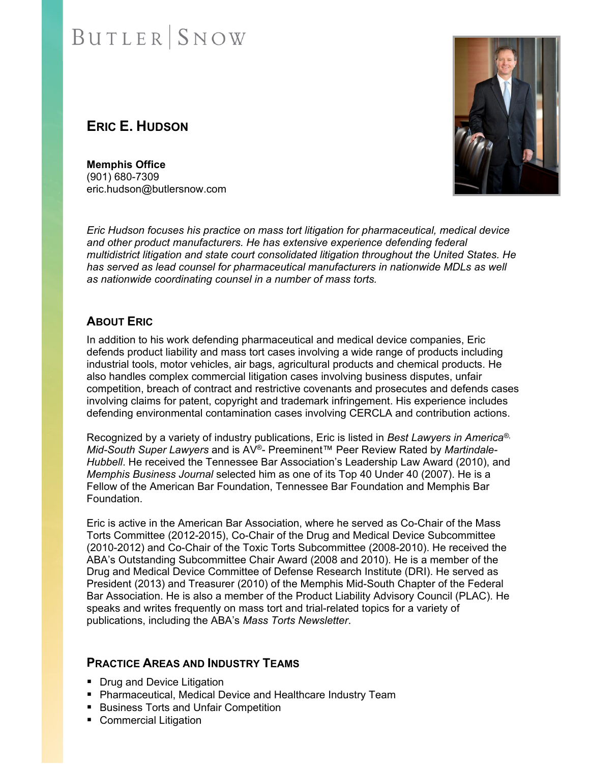BUTLER | SNOW

# ERIC E. HUDSON

**Memphis Office**
(901) 680-7309
eric.hudson@butlersnow.com

*Eric Hudson focuses his practice on mass tort litigation for pharmaceutical, medical device and other product manufacturers. He has extensive experience defending federal multidistrict litigation and state court consolidated litigation throughout the United States. He has served as lead counsel for pharmaceutical manufacturers in nationwide MDLs as well as nationwide coordinating counsel in a number of mass torts.*

## ABOUT ERIC

In addition to his work defending pharmaceutical and medical device companies, Eric defends product liability and mass tort cases involving a wide range of products including industrial tools, motor vehicles, air bags, agricultural products and chemical products. He also handles complex commercial litigation cases involving business disputes, unfair competition, breach of contract and restrictive covenants and prosecutes and defends cases involving claims for patent, copyright and trademark infringement. His experience includes defending environmental contamination cases involving CERCLA and contribution actions.

Recognized by a variety of industry publications, Eric is listed in *Best Lawyers in America®, Mid-South Super Lawyers* and is AV®- Preeminent™ Peer Review Rated by *Martindale-Hubbell*. He received the Tennessee Bar Association's Leadership Law Award (2010), and *Memphis Business Journal* selected him as one of its Top 40 Under 40 (2007). He is a Fellow of the American Bar Foundation, Tennessee Bar Foundation and Memphis Bar Foundation.

Eric is active in the American Bar Association, where he served as Co-Chair of the Mass Torts Committee (2012-2015), Co-Chair of the Drug and Medical Device Subcommittee (2010-2012) and Co-Chair of the Toxic Torts Subcommittee (2008-2010). He received the ABA's Outstanding Subcommittee Chair Award (2008 and 2010). He is a member of the Drug and Medical Device Committee of Defense Research Institute (DRI). He served as President (2013) and Treasurer (2010) of the Memphis Mid-South Chapter of the Federal Bar Association. He is also a member of the Product Liability Advisory Council (PLAC). He speaks and writes frequently on mass tort and trial-related topics for a variety of publications, including the ABA's *Mass Torts Newsletter*.

## PRACTICE AREAS AND INDUSTRY TEAMS

- Drug and Device Litigation
- Pharmaceutical, Medical Device and Healthcare Industry Team
- Business Torts and Unfair Competition
- Commercial Litigation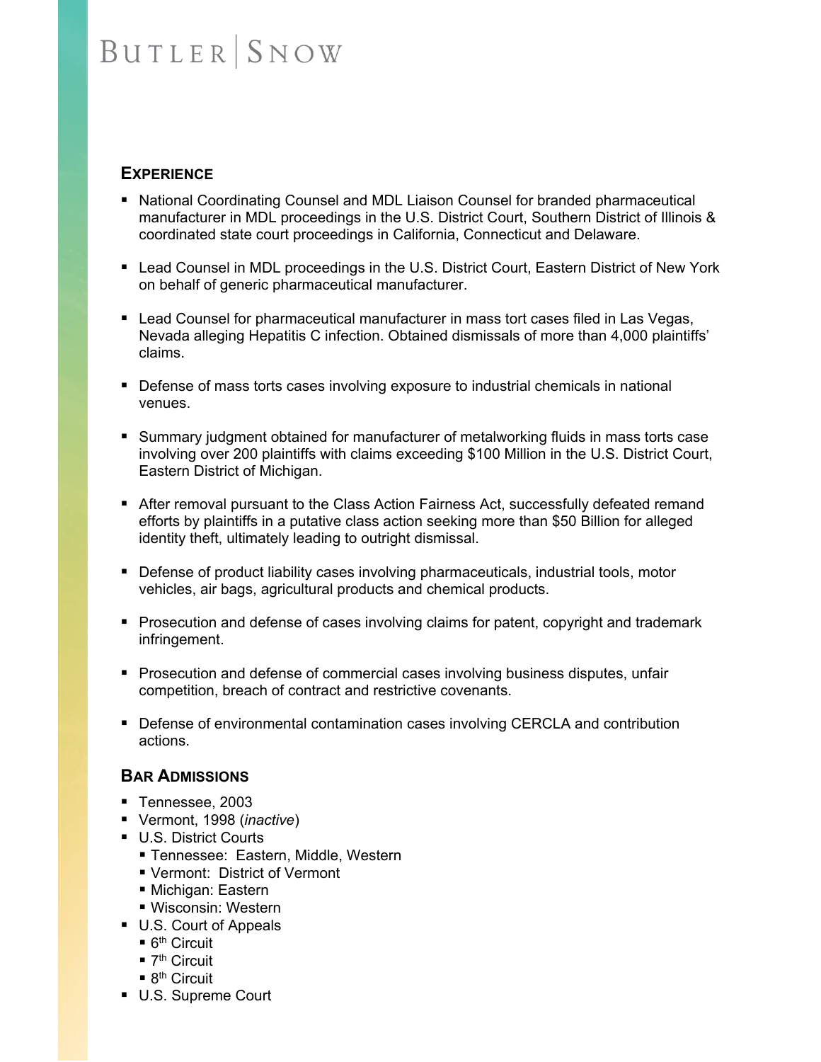## EXPERIENCE

- National Coordinating Counsel and MDL Liaison Counsel for branded pharmaceutical manufacturer in MDL proceedings in the U.S. District Court, Southern District of Illinois & coordinated state court proceedings in California, Connecticut and Delaware.
- Lead Counsel in MDL proceedings in the U.S. District Court, Eastern District of New York on behalf of generic pharmaceutical manufacturer.
- Lead Counsel for pharmaceutical manufacturer in mass tort cases filed in Las Vegas, Nevada alleging Hepatitis C infection. Obtained dismissals of more than 4,000 plaintiffs' claims.
- Defense of mass torts cases involving exposure to industrial chemicals in national venues.
- Summary judgment obtained for manufacturer of metalworking fluids in mass torts case involving over 200 plaintiffs with claims exceeding $100 Million in the U.S. District Court, Eastern District of Michigan.
- After removal pursuant to the Class Action Fairness Act, successfully defeated remand efforts by plaintiffs in a putative class action seeking more than $50 Billion for alleged identity theft, ultimately leading to outright dismissal.
- Defense of product liability cases involving pharmaceuticals, industrial tools, motor vehicles, air bags, agricultural products and chemical products.
- Prosecution and defense of cases involving claims for patent, copyright and trademark infringement.
- Prosecution and defense of commercial cases involving business disputes, unfair competition, breach of contract and restrictive covenants.
- Defense of environmental contamination cases involving CERCLA and contribution actions.

## BAR ADMISSIONS

- Tennessee, 2003
- Vermont, 1998 (*inactive*)
- U.S. District Courts
  - Tennessee: Eastern, Middle, Western
  - Vermont: District of Vermont
  - Michigan: Eastern
  - Wisconsin: Western
- U.S. Court of Appeals
  - 6th Circuit
  - 7th Circuit
  - 8th Circuit
- U.S. Supreme Court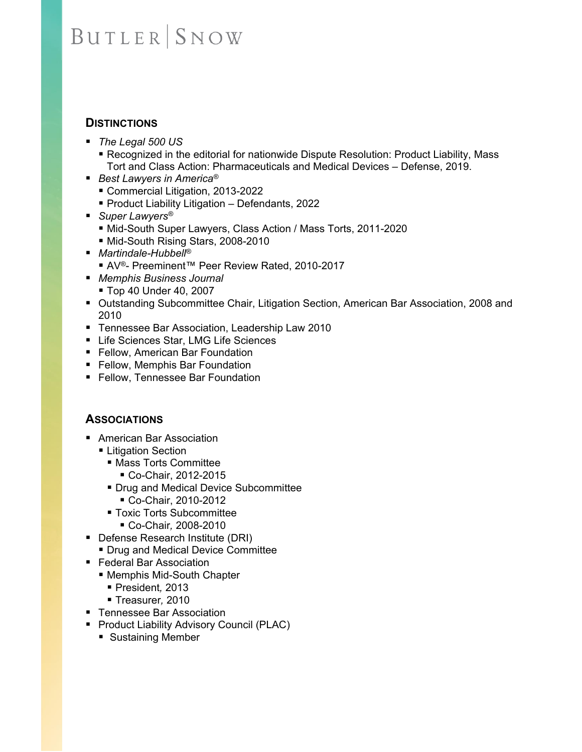## Distinctions

- *The Legal 500 US*
  - Recognized in the editorial for nationwide Dispute Resolution: Product Liability, Mass Tort and Class Action: Pharmaceuticals and Medical Devices – Defense, 2019.
- *Best Lawyers in America®*
  - Commercial Litigation, 2013-2022
  - Product Liability Litigation – Defendants, 2022
- *Super Lawyers®*
  - Mid-South Super Lawyers, Class Action / Mass Torts, 2011-2020
  - Mid-South Rising Stars, 2008-2010
- *Martindale-Hubbell®*
  - AV®- Preeminent™ Peer Review Rated, 2010-2017
- *Memphis Business Journal*
  - Top 40 Under 40, 2007
- Outstanding Subcommittee Chair, Litigation Section, American Bar Association, 2008 and 2010
- Tennessee Bar Association, Leadership Law 2010
- Life Sciences Star, LMG Life Sciences
- Fellow, American Bar Foundation
- Fellow, Memphis Bar Foundation
- Fellow, Tennessee Bar Foundation

## Associations

- American Bar Association
  - Litigation Section
    - Mass Torts Committee
      - Co-Chair, 2012-2015
    - Drug and Medical Device Subcommittee
      - Co-Chair, 2010-2012
    - Toxic Torts Subcommittee
      - Co-Chair, 2008-2010
- Defense Research Institute (DRI)
  - Drug and Medical Device Committee
- Federal Bar Association
  - Memphis Mid-South Chapter
    - President, 2013
    - Treasurer, 2010
- Tennessee Bar Association
- Product Liability Advisory Council (PLAC)
  - Sustaining Member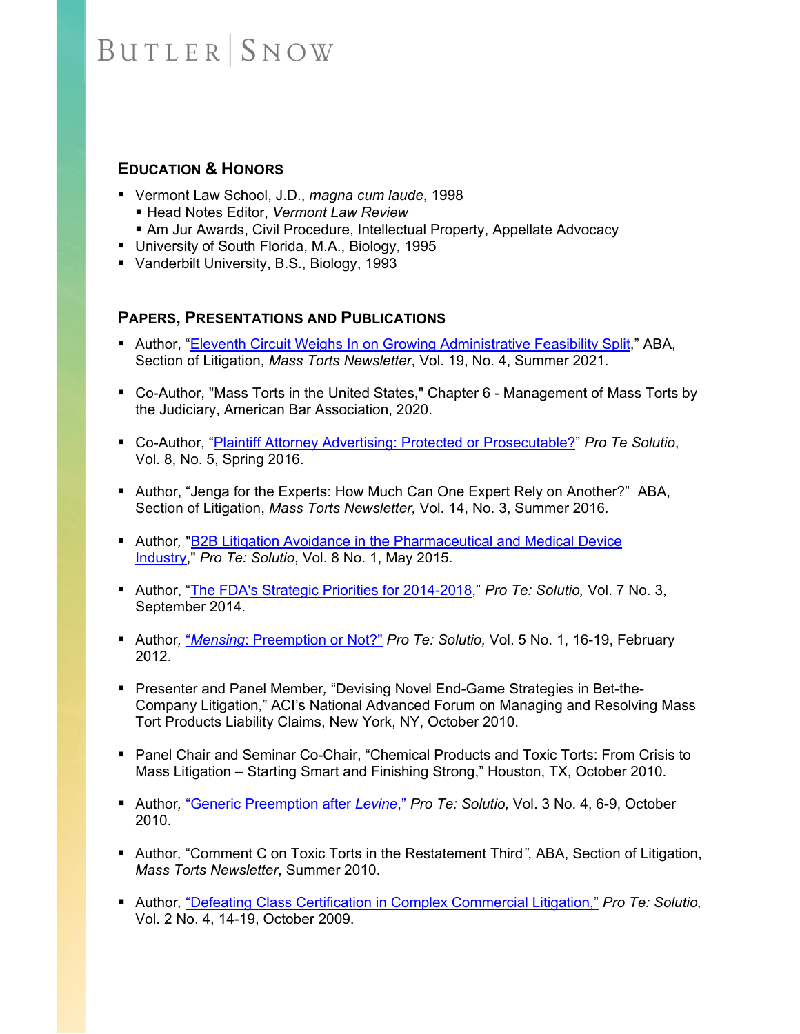## Education & Honors

- Vermont Law School, J.D., *magna cum laude*, 1998
  - Head Notes Editor, *Vermont Law Review*
  - Am Jur Awards, Civil Procedure, Intellectual Property, Appellate Advocacy
- University of South Florida, M.A., Biology, 1995
- Vanderbilt University, B.S., Biology, 1993

## Papers, Presentations and Publications

- Author, "Eleventh Circuit Weighs In on Growing Administrative Feasibility Split," ABA, Section of Litigation, *Mass Torts Newsletter*, Vol. 19, No. 4, Summer 2021.

- Co-Author, "Mass Torts in the United States," Chapter 6 - Management of Mass Torts by the Judiciary, American Bar Association, 2020.

- Co-Author, "Plaintiff Attorney Advertising: Protected or Prosecutable?" *Pro Te Solutio*, Vol. 8, No. 5, Spring 2016.

- Author, "Jenga for the Experts: How Much Can One Expert Rely on Another?" ABA, Section of Litigation, *Mass Torts Newsletter,* Vol. 14, No. 3, Summer 2016.

- Author, "B2B Litigation Avoidance in the Pharmaceutical and Medical Device Industry," *Pro Te: Solutio*, Vol. 8 No. 1, May 2015.

- Author, "The FDA's Strategic Priorities for 2014-2018," *Pro Te: Solutio,* Vol. 7 No. 3, September 2014.

- Author, "*Mensing*: Preemption or Not?" *Pro Te: Solutio,* Vol. 5 No. 1, 16-19, February 2012.

- Presenter and Panel Member, "Devising Novel End-Game Strategies in Bet-the-Company Litigation," ACI's National Advanced Forum on Managing and Resolving Mass Tort Products Liability Claims, New York, NY, October 2010.

- Panel Chair and Seminar Co-Chair, "Chemical Products and Toxic Torts: From Crisis to Mass Litigation – Starting Smart and Finishing Strong," Houston, TX, October 2010.

- Author, "Generic Preemption after *Levine*," *Pro Te: Solutio,* Vol. 3 No. 4, 6-9, October 2010.

- Author, "Comment C on Toxic Torts in the Restatement Third", ABA, Section of Litigation, *Mass Torts Newsletter*, Summer 2010.

- Author, "Defeating Class Certification in Complex Commercial Litigation," *Pro Te: Solutio,* Vol. 2 No. 4, 14-19, October 2009.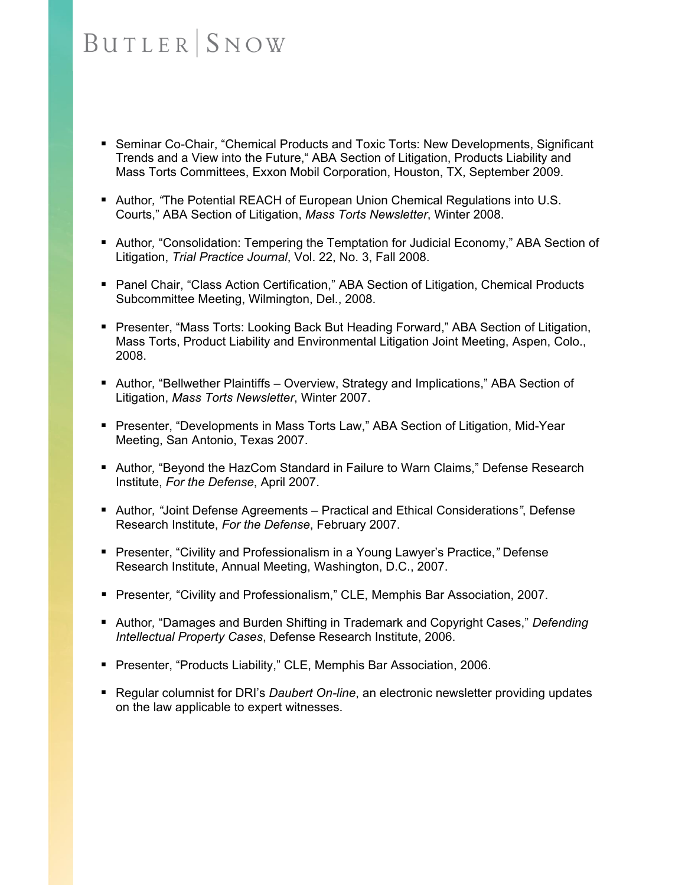- Seminar Co-Chair, "Chemical Products and Toxic Torts: New Developments, Significant Trends and a View into the Future," ABA Section of Litigation, Products Liability and Mass Torts Committees, Exxon Mobil Corporation, Houston, TX, September 2009.

- Author, "The Potential REACH of European Union Chemical Regulations into U.S. Courts," ABA Section of Litigation, *Mass Torts Newsletter*, Winter 2008.

- Author, "Consolidation: Tempering the Temptation for Judicial Economy," ABA Section of Litigation, *Trial Practice Journal*, Vol. 22, No. 3, Fall 2008.

- Panel Chair, "Class Action Certification," ABA Section of Litigation, Chemical Products Subcommittee Meeting, Wilmington, Del., 2008.

- Presenter, "Mass Torts: Looking Back But Heading Forward," ABA Section of Litigation, Mass Torts, Product Liability and Environmental Litigation Joint Meeting, Aspen, Colo., 2008.

- Author, "Bellwether Plaintiffs – Overview, Strategy and Implications," ABA Section of Litigation, *Mass Torts Newsletter*, Winter 2007.

- Presenter, "Developments in Mass Torts Law," ABA Section of Litigation, Mid-Year Meeting, San Antonio, Texas 2007.

- Author, "Beyond the HazCom Standard in Failure to Warn Claims," Defense Research Institute, *For the Defense*, April 2007.

- Author, "Joint Defense Agreements – Practical and Ethical Considerations", Defense Research Institute, *For the Defense*, February 2007.

- Presenter, "Civility and Professionalism in a Young Lawyer's Practice," Defense Research Institute, Annual Meeting, Washington, D.C., 2007.

- Presenter, "Civility and Professionalism," CLE, Memphis Bar Association, 2007.

- Author, "Damages and Burden Shifting in Trademark and Copyright Cases," *Defending Intellectual Property Cases*, Defense Research Institute, 2006.

- Presenter, "Products Liability," CLE, Memphis Bar Association, 2006.

- Regular columnist for DRI's *Daubert On-line*, an electronic newsletter providing updates on the law applicable to expert witnesses.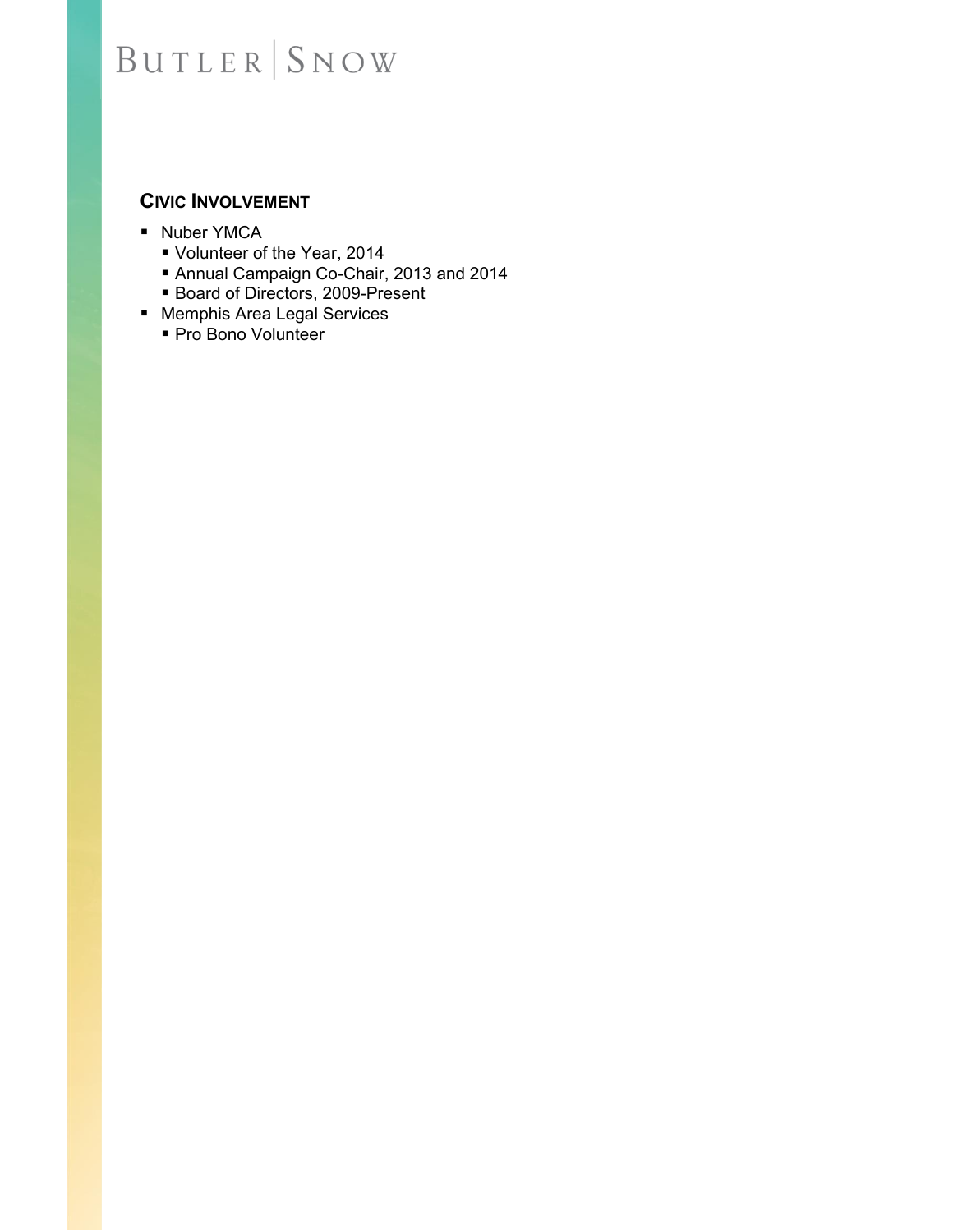## Civic Involvement

- Nuber YMCA
  - Volunteer of the Year, 2014
  - Annual Campaign Co-Chair, 2013 and 2014
  - Board of Directors, 2009-Present
- Memphis Area Legal Services
  - Pro Bono Volunteer